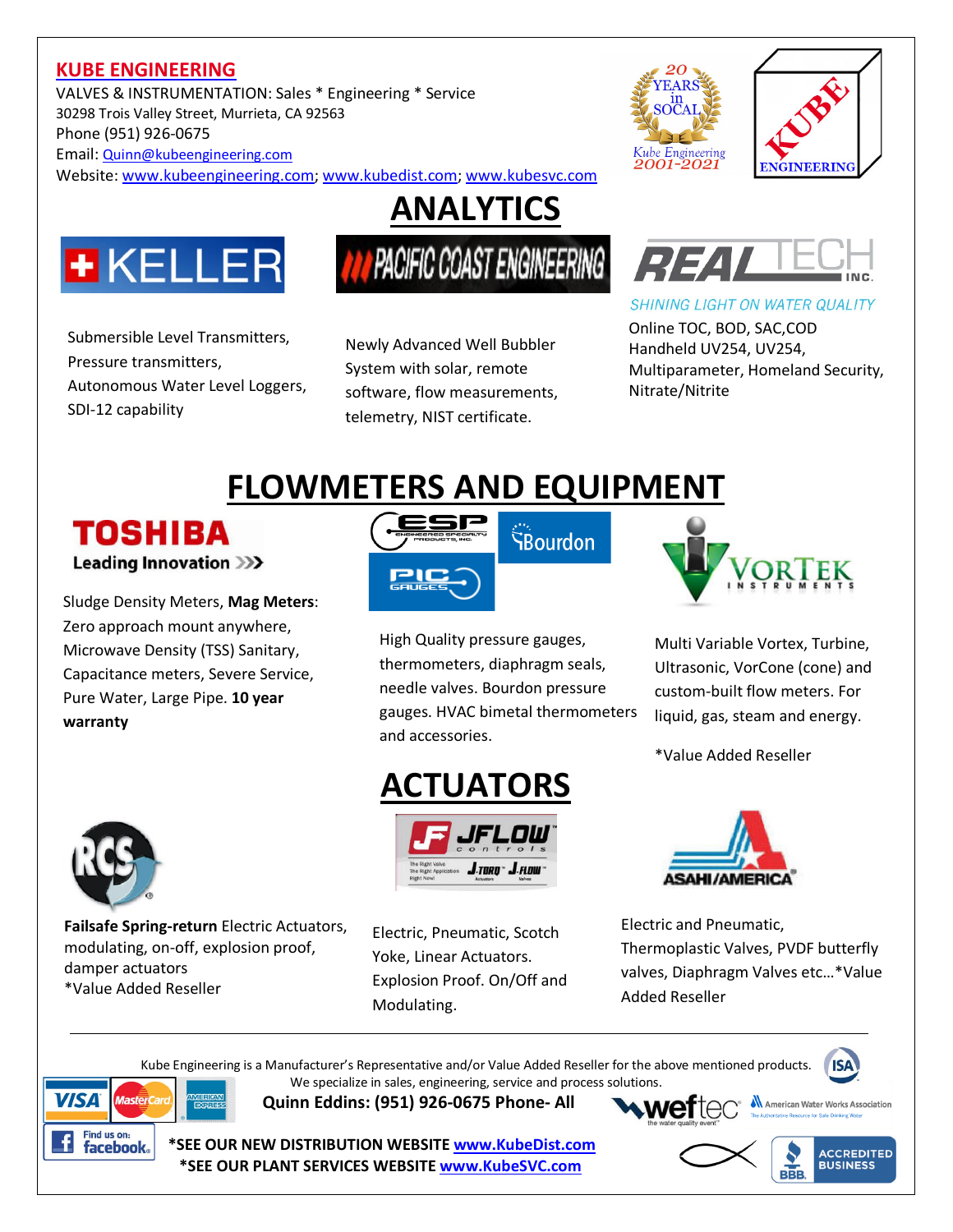# KUBE ENGINEERING

VALVES & INSTRUMENTATION: Sales * Engineering * Service
30298 Trois Valley Street, Murrieta, CA 92563
Phone (951) 926-0675
Email: Quinn@kubeengineering.com
Website: www.kubeengineering.com; www.kubedist.com; www.kubesvc.com

20 YEARS in SOCAL
Kube Engineering 2001-2021

KUBE ENGINEERING

## ANALYTICS

**KELLER**

Submersible Level Transmitters, Pressure transmitters, Autonomous Water Level Loggers, SDI-12 capability

**PACIFIC COAST ENGINEERING**

Newly Advanced Well Bubbler System with solar, remote software, flow measurements, telemetry, NIST certificate.

**REAL TECH INC.**

*SHINING LIGHT ON WATER QUALITY*

Online TOC, BOD, SAC,COD
Handheld UV254, UV254,
Multiparameter, Homeland Security,
Nitrate/Nitrite

## FLOWMETERS AND EQUIPMENT

**TOSHIBA**
Leading Innovation

Sludge Density Meters, **Mag Meters**: Zero approach mount anywhere, Microwave Density (TSS) Sanitary, Capacitance meters, Severe Service, Pure Water, Large Pipe. **10 year warranty**

**ESP** ENGINEERED SPECIALTY PRODUCTS, INC. | **Bourdon** | **PIC GAUGES**

High Quality pressure gauges, thermometers, diaphragm seals, needle valves. Bourdon pressure gauges. HVAC bimetal thermometers and accessories.

**VORTEK INSTRUMENTS**

Multi Variable Vortex, Turbine, Ultrasonic, VorCone (cone) and custom-built flow meters. For liquid, gas, steam and energy.

*Value Added Reseller

## ACTUATORS

**RCS**

**Failsafe Spring-return** Electric Actuators, modulating, on-off, explosion proof, damper actuators
*Value Added Reseller

**JFLOW controls**

Electric, Pneumatic, Scotch Yoke, Linear Actuators. Explosion Proof. On/Off and Modulating.

**ASAHI/AMERICA**

Electric and Pneumatic, Thermoplastic Valves, PVDF butterfly valves, Diaphragm Valves etc…*Value Added Reseller

---

Kube Engineering is a Manufacturer's Representative and/or Value Added Reseller for the above mentioned products.
We specialize in sales, engineering, service and process solutions.

**Quinn Eddins: (951) 926-0675 Phone- All**

**\*SEE OUR NEW DISTRIBUTION WEBSITE www.KubeDist.com**
**\*SEE OUR PLANT SERVICES WEBSITE www.KubeSVC.com**

VISA | MasterCard | AMERICAN EXPRESS | Find us on: facebook | ISA | weftec | American Water Works Association | BBB ACCREDITED BUSINESS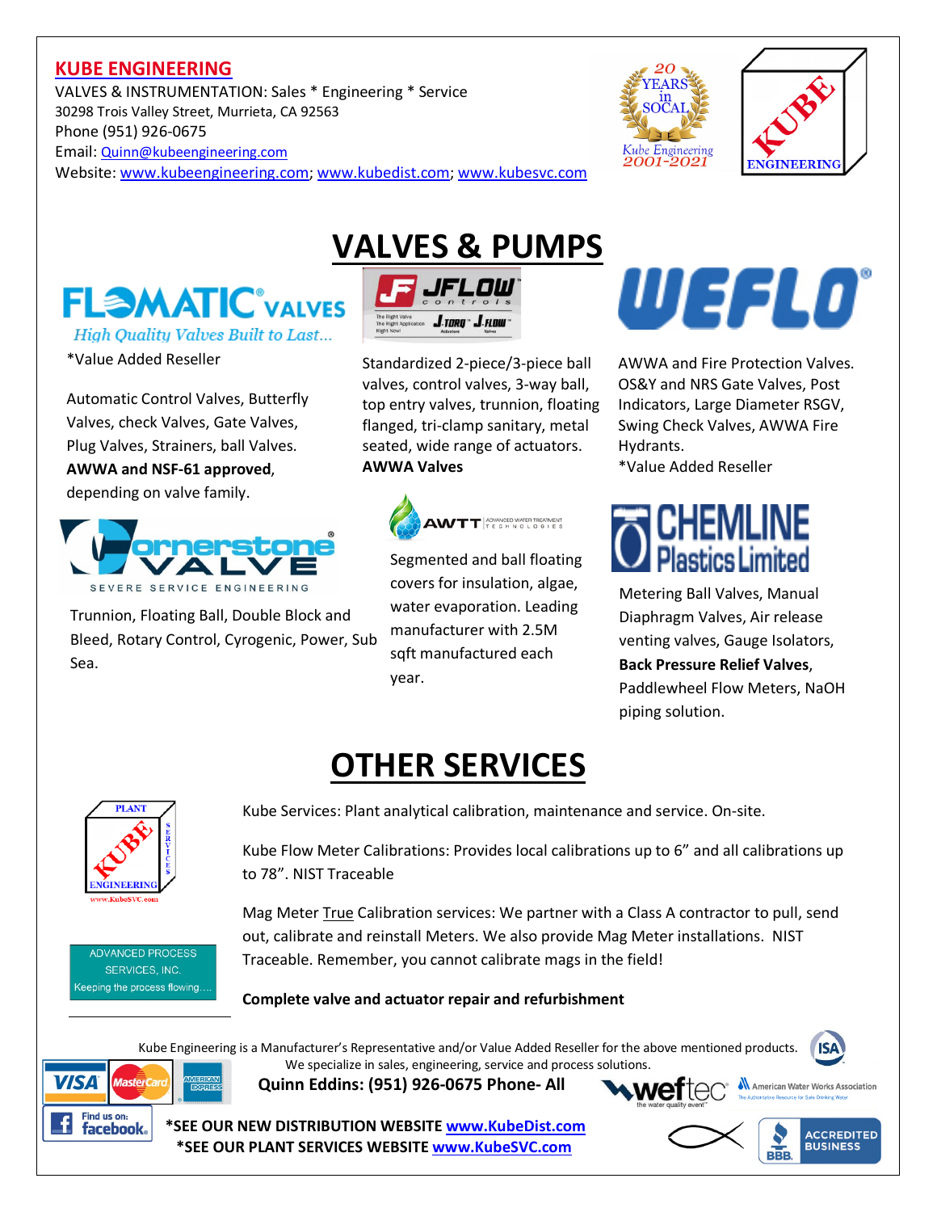**KUBE ENGINEERING**

VALVES & INSTRUMENTATION: Sales * Engineering * Service
30298 Trois Valley Street, Murrieta, CA 92563
Phone (951) 926-0675
Email: Quinn@kubeengineering.com
Website: www.kubeengineering.com; www.kubedist.com; www.kubesvc.com

20 YEARS in SOCAL
Kube Engineering 2001-2021

KUBE ENGINEERING

# VALVES & PUMPS

**FLOMATIC VALVES**
*High Quality Valves Built to Last...*

*Value Added Reseller

Automatic Control Valves, Butterfly Valves, check Valves, Gate Valves, Plug Valves, Strainers, ball Valves. **AWWA and NSF-61 approved**, depending on valve family.

**JFLOW controls**

Standardized 2-piece/3-piece ball valves, control valves, 3-way ball, top entry valves, trunnion, floating flanged, tri-clamp sanitary, metal seated, wide range of actuators. **AWWA Valves**

**WEFLO**

AWWA and Fire Protection Valves. OS&Y and NRS Gate Valves, Post Indicators, Large Diameter RSGV, Swing Check Valves, AWWA Fire Hydrants.
*Value Added Reseller

**Cornerstone VALVE**
SEVERE SERVICE ENGINEERING

Trunnion, Floating Ball, Double Block and Bleed, Rotary Control, Cyrogenic, Power, Sub Sea.

**AWTT** ADVANCED WATER TREATMENT TECHNOLOGIES

Segmented and ball floating covers for insulation, algae, water evaporation. Leading manufacturer with 2.5M sqft manufactured each year.

**CHEMLINE Plastics Limited**

Metering Ball Valves, Manual Diaphragm Valves, Air release venting valves, Gauge Isolators, **Back Pressure Relief Valves**, Paddlewheel Flow Meters, NaOH piping solution.

# OTHER SERVICES

PLANT SERVICES — KUBE ENGINEERING — www.KubeSVC.com

ADVANCED PROCESS SERVICES, INC.
Keeping the process flowing....

Kube Services: Plant analytical calibration, maintenance and service. On-site.

Kube Flow Meter Calibrations: Provides local calibrations up to 6" and all calibrations up to 78". NIST Traceable

Mag Meter True Calibration services: We partner with a Class A contractor to pull, send out, calibrate and reinstall Meters. We also provide Mag Meter installations. NIST Traceable. Remember, you cannot calibrate mags in the field!

**Complete valve and actuator repair and refurbishment**

Kube Engineering is a Manufacturer's Representative and/or Value Added Reseller for the above mentioned products. We specialize in sales, engineering, service and process solutions.

**Quinn Eddins: (951) 926-0675 Phone- All**

**\*SEE OUR NEW DISTRIBUTION WEBSITE www.KubeDist.com**
**\*SEE OUR PLANT SERVICES WEBSITE www.KubeSVC.com**